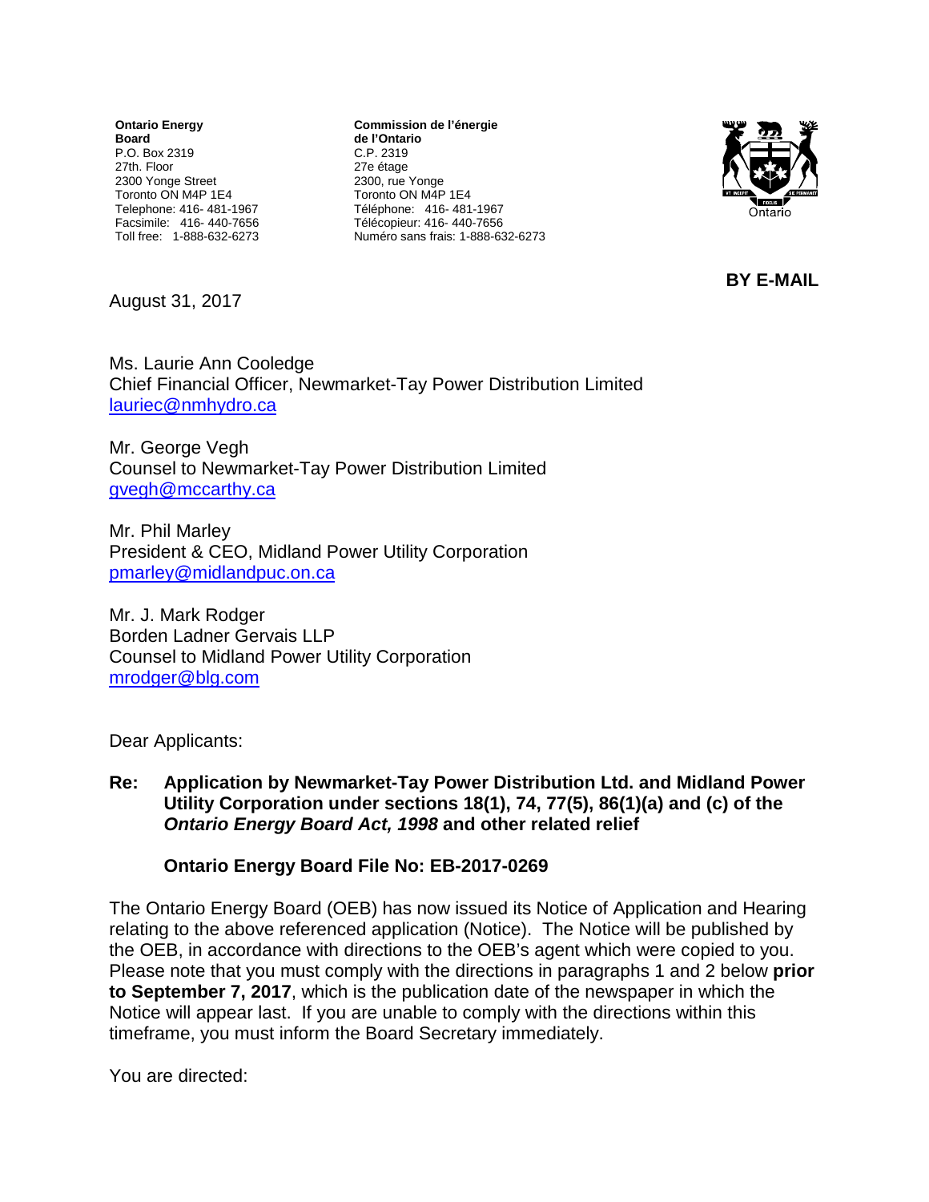**Ontario Energy Board**
P.O. Box 2319
27th. Floor
2300 Yonge Street
Toronto ON M4P 1E4
Telephone: 416- 481-1967
Facsimile: 416- 440-7656
Toll free: 1-888-632-6273

**Commission de l'énergie de l'Ontario**
C.P. 2319
27e étage
2300, rue Yonge
Toronto ON M4P 1E4
Téléphone: 416- 481-1967
Télécopieur: 416- 440-7656
Numéro sans frais: 1-888-632-6273

**BY E-MAIL**

August 31, 2017

Ms. Laurie Ann Cooledge
Chief Financial Officer, Newmarket-Tay Power Distribution Limited
lauriec@nmhydro.ca

Mr. George Vegh
Counsel to Newmarket-Tay Power Distribution Limited
gvegh@mccarthy.ca

Mr. Phil Marley
President & CEO, Midland Power Utility Corporation
pmarley@midlandpuc.on.ca

Mr. J. Mark Rodger
Borden Ladner Gervais LLP
Counsel to Midland Power Utility Corporation
mrodger@blg.com

Dear Applicants:

**Re: Application by Newmarket-Tay Power Distribution Ltd. and Midland Power Utility Corporation under sections 18(1), 74, 77(5), 86(1)(a) and (c) of the *Ontario Energy Board Act, 1998* and other related relief**

**Ontario Energy Board File No: EB-2017-0269**

The Ontario Energy Board (OEB) has now issued its Notice of Application and Hearing relating to the above referenced application (Notice). The Notice will be published by the OEB, in accordance with directions to the OEB's agent which were copied to you. Please note that you must comply with the directions in paragraphs 1 and 2 below **prior to September 7, 2017**, which is the publication date of the newspaper in which the Notice will appear last. If you are unable to comply with the directions within this timeframe, you must inform the Board Secretary immediately.

You are directed: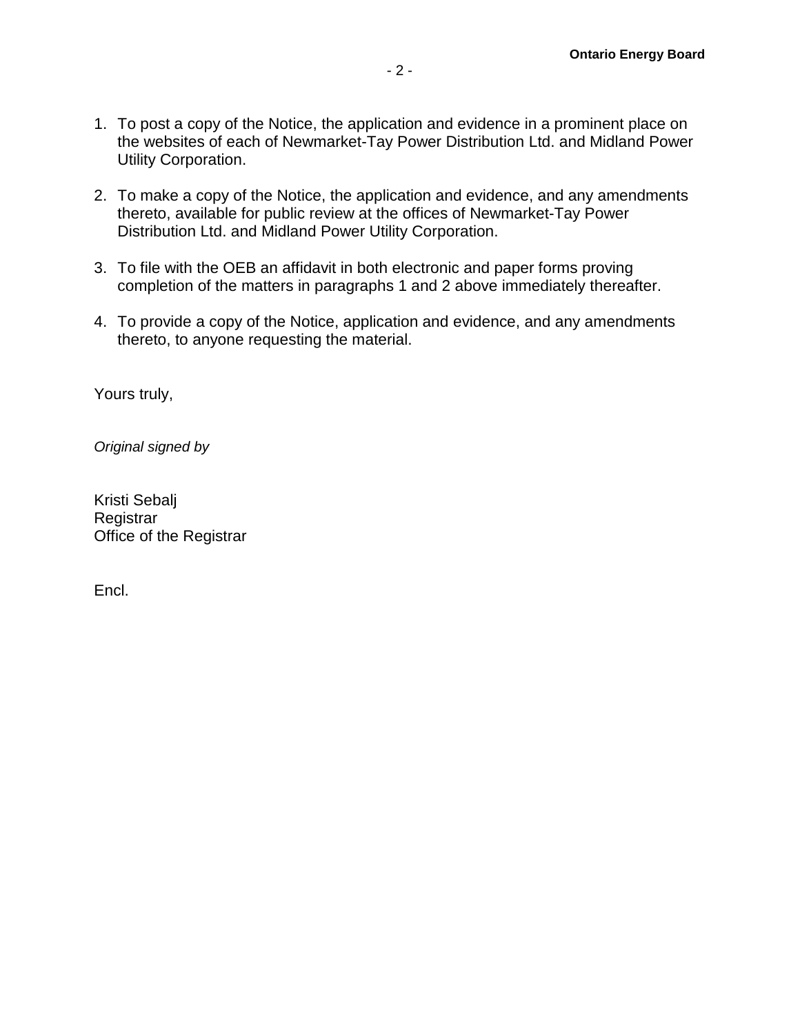1. To post a copy of the Notice, the application and evidence in a prominent place on the websites of each of Newmarket-Tay Power Distribution Ltd. and Midland Power Utility Corporation.

2. To make a copy of the Notice, the application and evidence, and any amendments thereto, available for public review at the offices of Newmarket-Tay Power Distribution Ltd. and Midland Power Utility Corporation.

3. To file with the OEB an affidavit in both electronic and paper forms proving completion of the matters in paragraphs 1 and 2 above immediately thereafter.

4. To provide a copy of the Notice, application and evidence, and any amendments thereto, to anyone requesting the material.

Yours truly,

*Original signed by*

Kristi Sebalj
Registrar
Office of the Registrar

Encl.